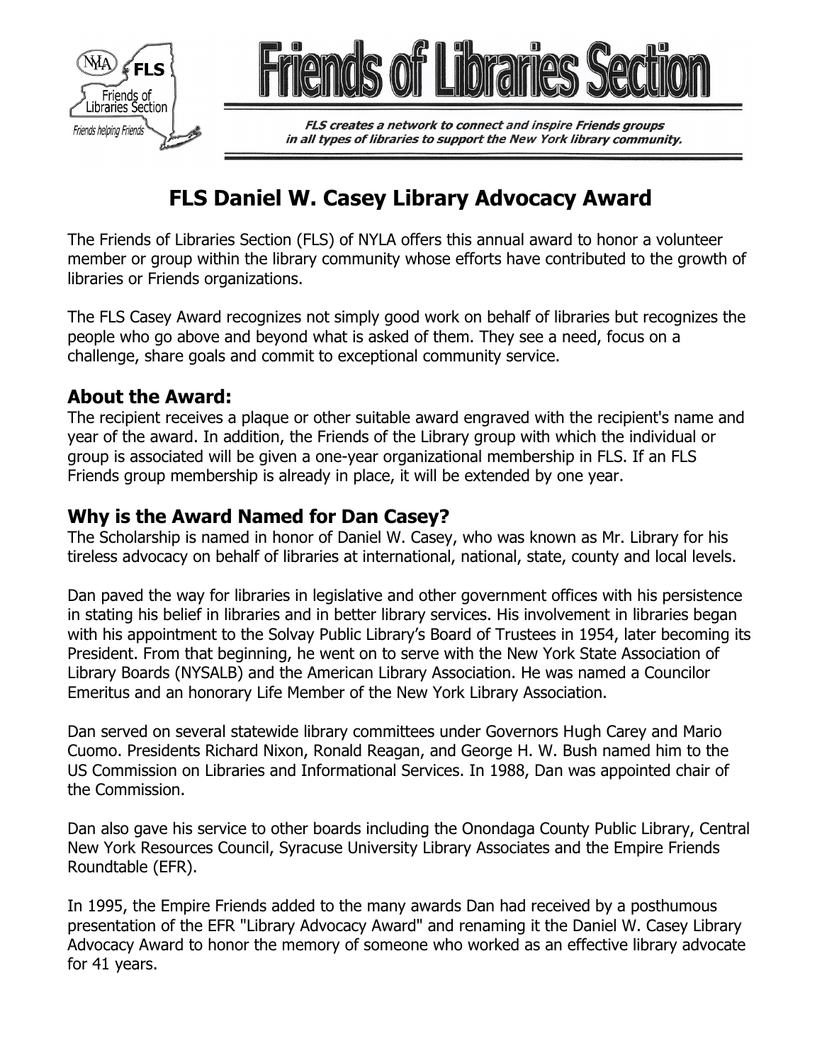# Friends of Libraries Section

***FLS creates a network to connect and inspire Friends groups in all types of libraries to support the New York library community.***

## FLS Daniel W. Casey Library Advocacy Award

The Friends of Libraries Section (FLS) of NYLA offers this annual award to honor a volunteer member or group within the library community whose efforts have contributed to the growth of libraries or Friends organizations.

The FLS Casey Award recognizes not simply good work on behalf of libraries but recognizes the people who go above and beyond what is asked of them. They see a need, focus on a challenge, share goals and commit to exceptional community service.

### About the Award:

The recipient receives a plaque or other suitable award engraved with the recipient's name and year of the award. In addition, the Friends of the Library group with which the individual or group is associated will be given a one-year organizational membership in FLS. If an FLS Friends group membership is already in place, it will be extended by one year.

### Why is the Award Named for Dan Casey?

The Scholarship is named in honor of Daniel W. Casey, who was known as Mr. Library for his tireless advocacy on behalf of libraries at international, national, state, county and local levels.

Dan paved the way for libraries in legislative and other government offices with his persistence in stating his belief in libraries and in better library services. His involvement in libraries began with his appointment to the Solvay Public Library's Board of Trustees in 1954, later becoming its President. From that beginning, he went on to serve with the New York State Association of Library Boards (NYSALB) and the American Library Association. He was named a Councilor Emeritus and an honorary Life Member of the New York Library Association.

Dan served on several statewide library committees under Governors Hugh Carey and Mario Cuomo. Presidents Richard Nixon, Ronald Reagan, and George H. W. Bush named him to the US Commission on Libraries and Informational Services. In 1988, Dan was appointed chair of the Commission.

Dan also gave his service to other boards including the Onondaga County Public Library, Central New York Resources Council, Syracuse University Library Associates and the Empire Friends Roundtable (EFR).

In 1995, the Empire Friends added to the many awards Dan had received by a posthumous presentation of the EFR "Library Advocacy Award" and renaming it the Daniel W. Casey Library Advocacy Award to honor the memory of someone who worked as an effective library advocate for 41 years.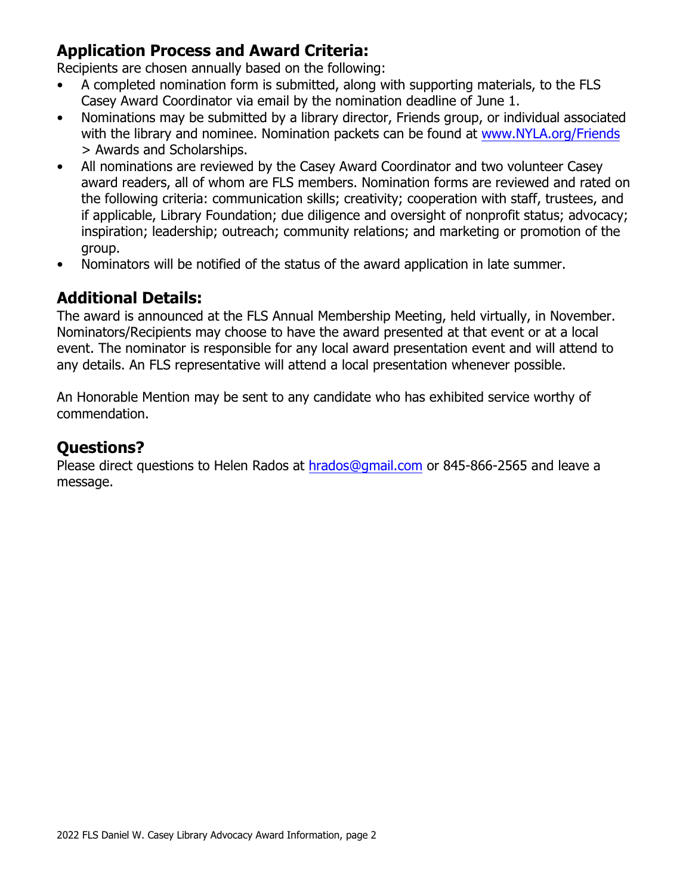## Application Process and Award Criteria:

Recipients are chosen annually based on the following:

- A completed nomination form is submitted, along with supporting materials, to the FLS Casey Award Coordinator via email by the nomination deadline of June 1.
- Nominations may be submitted by a library director, Friends group, or individual associated with the library and nominee. Nomination packets can be found at www.NYLA.org/Friends > Awards and Scholarships.
- All nominations are reviewed by the Casey Award Coordinator and two volunteer Casey award readers, all of whom are FLS members. Nomination forms are reviewed and rated on the following criteria: communication skills; creativity; cooperation with staff, trustees, and if applicable, Library Foundation; due diligence and oversight of nonprofit status; advocacy; inspiration; leadership; outreach; community relations; and marketing or promotion of the group.
- Nominators will be notified of the status of the award application in late summer.

## Additional Details:

The award is announced at the FLS Annual Membership Meeting, held virtually, in November. Nominators/Recipients may choose to have the award presented at that event or at a local event. The nominator is responsible for any local award presentation event and will attend to any details. An FLS representative will attend a local presentation whenever possible.

An Honorable Mention may be sent to any candidate who has exhibited service worthy of commendation.

## Questions?

Please direct questions to Helen Rados at hrados@gmail.com or 845-866-2565 and leave a message.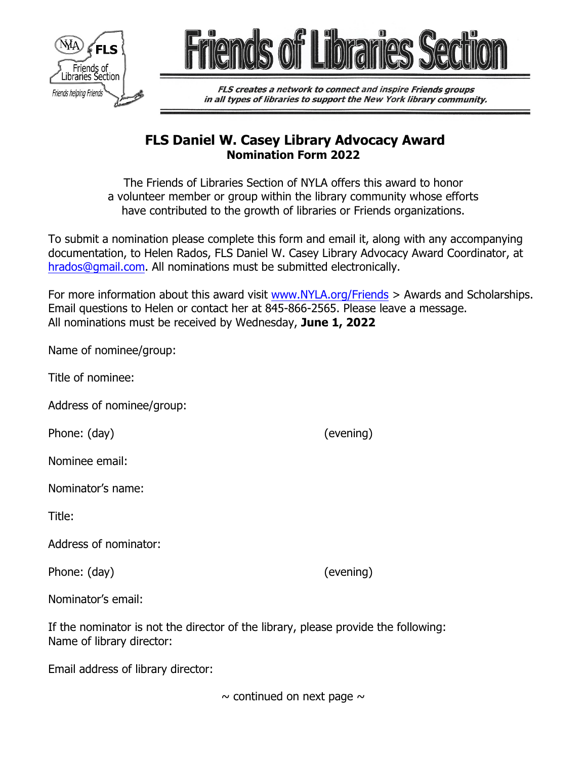# Friends of Libraries Section

***FLS creates a network to connect and inspire Friends groups in all types of libraries to support the New York library community.***

## FLS Daniel W. Casey Library Advocacy Award
### Nomination Form 2022

The Friends of Libraries Section of NYLA offers this award to honor a volunteer member or group within the library community whose efforts have contributed to the growth of libraries or Friends organizations.

To submit a nomination please complete this form and email it, along with any accompanying documentation, to Helen Rados, FLS Daniel W. Casey Library Advocacy Award Coordinator, at hrados@gmail.com. All nominations must be submitted electronically.

For more information about this award visit www.NYLA.org/Friends > Awards and Scholarships. Email questions to Helen or contact her at 845-866-2565. Please leave a message.
All nominations must be received by Wednesday, **June 1, 2022**

Name of nominee/group:

Title of nominee:

Address of nominee/group:

Phone: (day) (evening)

Nominee email:

Nominator's name:

Title:

Address of nominator:

Phone: (day) (evening)

Nominator's email:

If the nominator is not the director of the library, please provide the following:
Name of library director:

Email address of library director:

~ continued on next page ~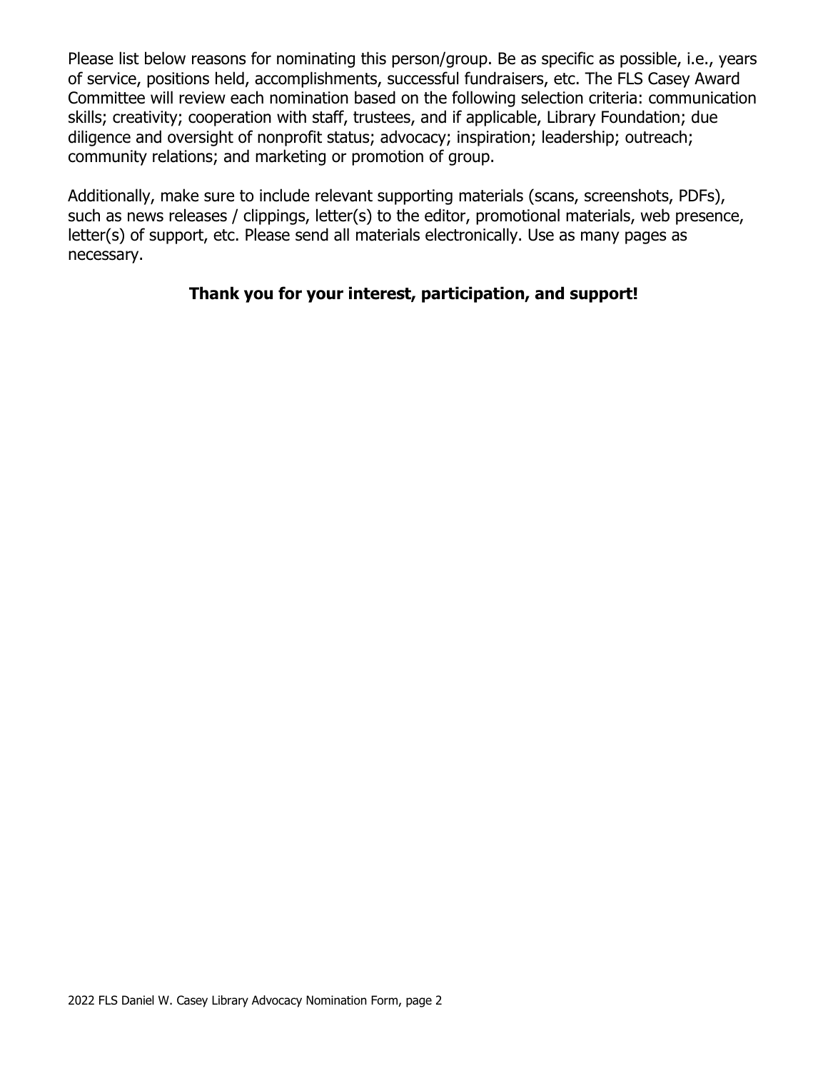Please list below reasons for nominating this person/group. Be as specific as possible, i.e., years of service, positions held, accomplishments, successful fundraisers, etc. The FLS Casey Award Committee will review each nomination based on the following selection criteria: communication skills; creativity; cooperation with staff, trustees, and if applicable, Library Foundation; due diligence and oversight of nonprofit status; advocacy; inspiration; leadership; outreach; community relations; and marketing or promotion of group.

Additionally, make sure to include relevant supporting materials (scans, screenshots, PDFs), such as news releases / clippings, letter(s) to the editor, promotional materials, web presence, letter(s) of support, etc. Please send all materials electronically. Use as many pages as necessary.

**Thank you for your interest, participation, and support!**